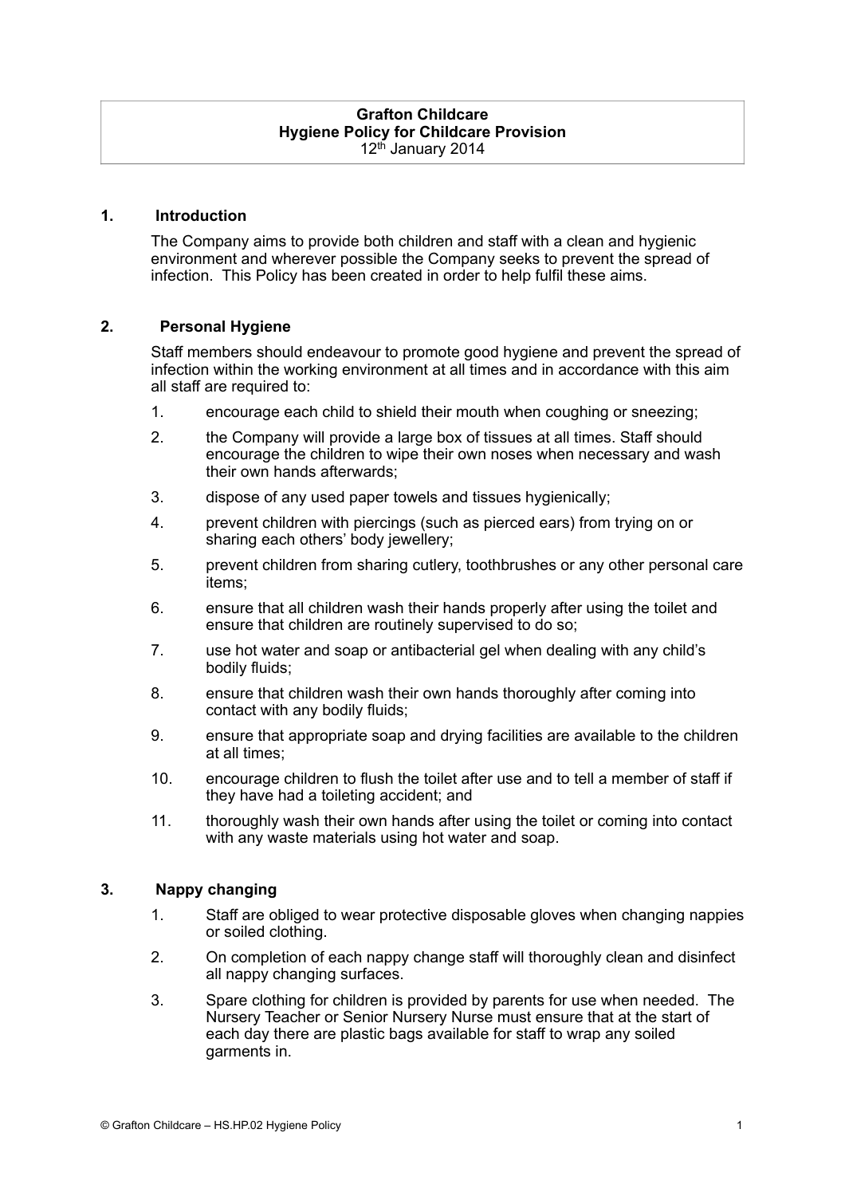**Grafton Childcare**
**Hygiene Policy for Childcare Provision**
12th January 2014

## 1. Introduction

The Company aims to provide both children and staff with a clean and hygienic environment and wherever possible the Company seeks to prevent the spread of infection. This Policy has been created in order to help fulfil these aims.

## 2. Personal Hygiene

Staff members should endeavour to promote good hygiene and prevent the spread of infection within the working environment at all times and in accordance with this aim all staff are required to:

1. encourage each child to shield their mouth when coughing or sneezing;
2. the Company will provide a large box of tissues at all times. Staff should encourage the children to wipe their own noses when necessary and wash their own hands afterwards;
3. dispose of any used paper towels and tissues hygienically;
4. prevent children with piercings (such as pierced ears) from trying on or sharing each others' body jewellery;
5. prevent children from sharing cutlery, toothbrushes or any other personal care items;
6. ensure that all children wash their hands properly after using the toilet and ensure that children are routinely supervised to do so;
7. use hot water and soap or antibacterial gel when dealing with any child's bodily fluids;
8. ensure that children wash their own hands thoroughly after coming into contact with any bodily fluids;
9. ensure that appropriate soap and drying facilities are available to the children at all times;
10. encourage children to flush the toilet after use and to tell a member of staff if they have had a toileting accident; and
11. thoroughly wash their own hands after using the toilet or coming into contact with any waste materials using hot water and soap.

## 3. Nappy changing

1. Staff are obliged to wear protective disposable gloves when changing nappies or soiled clothing.
2. On completion of each nappy change staff will thoroughly clean and disinfect all nappy changing surfaces.
3. Spare clothing for children is provided by parents for use when needed. The Nursery Teacher or Senior Nursery Nurse must ensure that at the start of each day there are plastic bags available for staff to wrap any soiled garments in.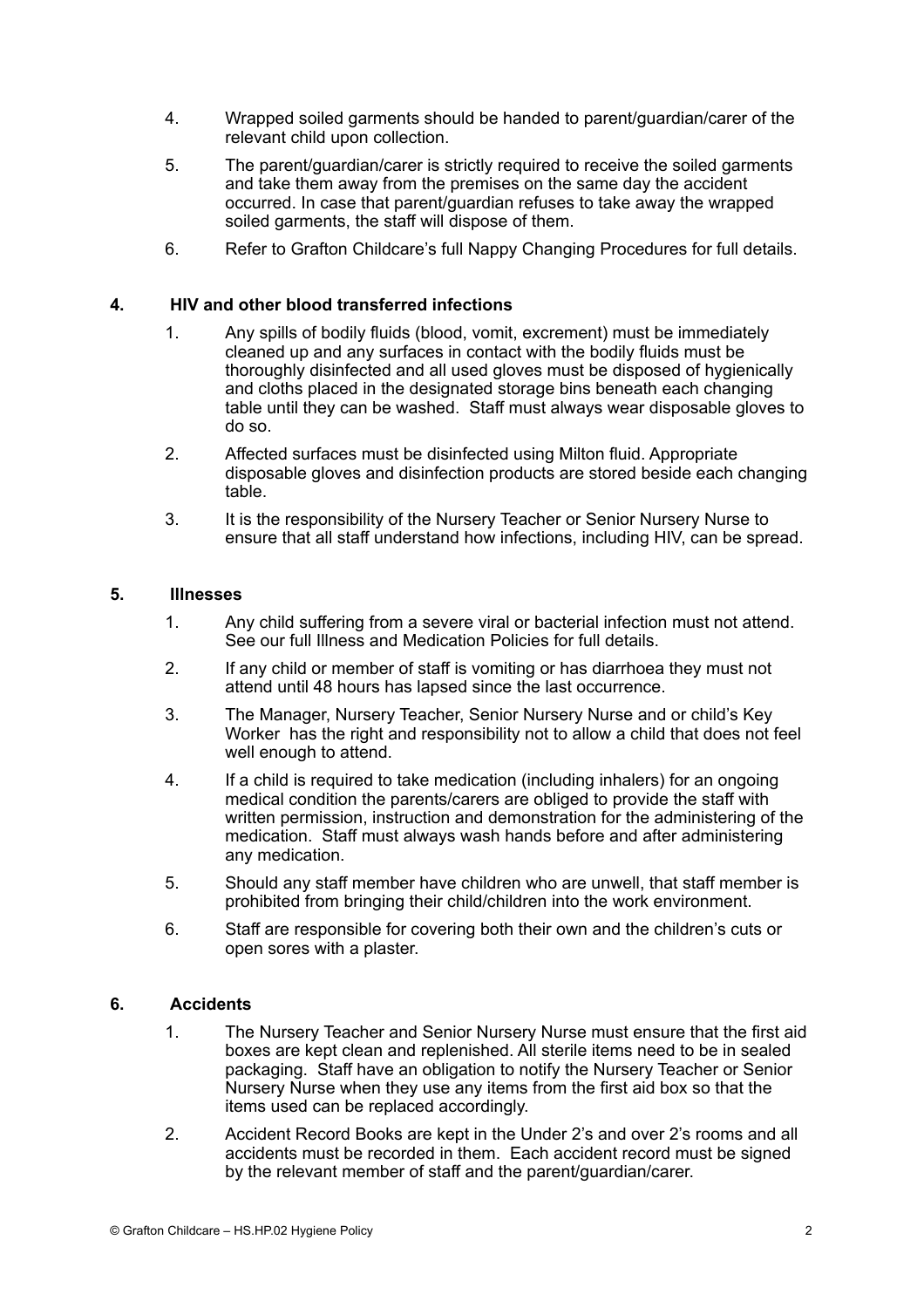4. Wrapped soiled garments should be handed to parent/guardian/carer of the relevant child upon collection.
5. The parent/guardian/carer is strictly required to receive the soiled garments and take them away from the premises on the same day the accident occurred. In case that parent/guardian refuses to take away the wrapped soiled garments, the staff will dispose of them.
6. Refer to Grafton Childcare's full Nappy Changing Procedures for full details.

## 4. HIV and other blood transferred infections

1. Any spills of bodily fluids (blood, vomit, excrement) must be immediately cleaned up and any surfaces in contact with the bodily fluids must be thoroughly disinfected and all used gloves must be disposed of hygienically and cloths placed in the designated storage bins beneath each changing table until they can be washed. Staff must always wear disposable gloves to do so.
2. Affected surfaces must be disinfected using Milton fluid. Appropriate disposable gloves and disinfection products are stored beside each changing table.
3. It is the responsibility of the Nursery Teacher or Senior Nursery Nurse to ensure that all staff understand how infections, including HIV, can be spread.

## 5. Illnesses

1. Any child suffering from a severe viral or bacterial infection must not attend. See our full Illness and Medication Policies for full details.
2. If any child or member of staff is vomiting or has diarrhoea they must not attend until 48 hours has lapsed since the last occurrence.
3. The Manager, Nursery Teacher, Senior Nursery Nurse and or child's Key Worker has the right and responsibility not to allow a child that does not feel well enough to attend.
4. If a child is required to take medication (including inhalers) for an ongoing medical condition the parents/carers are obliged to provide the staff with written permission, instruction and demonstration for the administering of the medication. Staff must always wash hands before and after administering any medication.
5. Should any staff member have children who are unwell, that staff member is prohibited from bringing their child/children into the work environment.
6. Staff are responsible for covering both their own and the children's cuts or open sores with a plaster.

## 6. Accidents

1. The Nursery Teacher and Senior Nursery Nurse must ensure that the first aid boxes are kept clean and replenished. All sterile items need to be in sealed packaging. Staff have an obligation to notify the Nursery Teacher or Senior Nursery Nurse when they use any items from the first aid box so that the items used can be replaced accordingly.
2. Accident Record Books are kept in the Under 2's and over 2's rooms and all accidents must be recorded in them. Each accident record must be signed by the relevant member of staff and the parent/guardian/carer.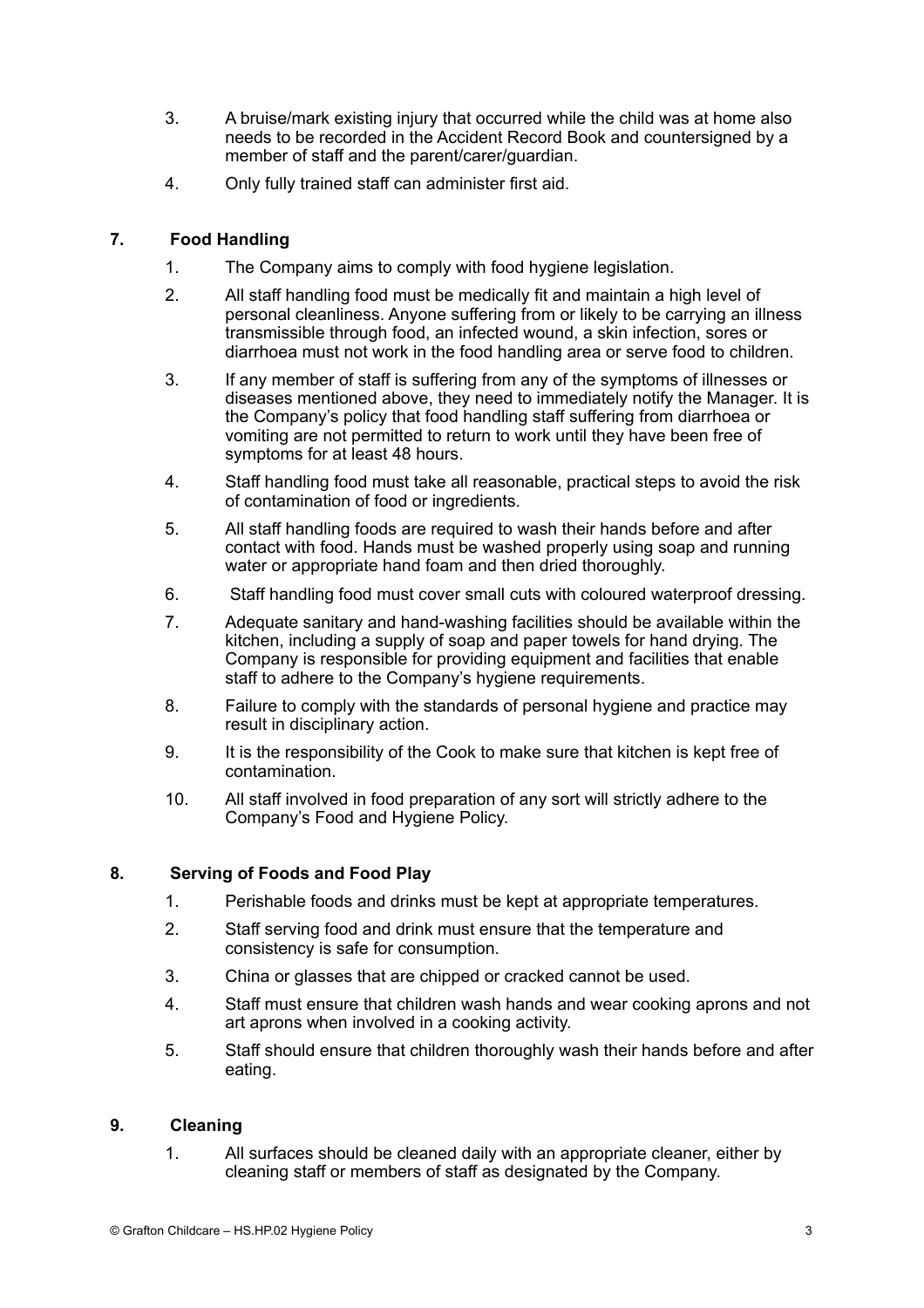3. A bruise/mark existing injury that occurred while the child was at home also needs to be recorded in the Accident Record Book and countersigned by a member of staff and the parent/carer/guardian.
4. Only fully trained staff can administer first aid.

## 7. Food Handling

1. The Company aims to comply with food hygiene legislation.
2. All staff handling food must be medically fit and maintain a high level of personal cleanliness. Anyone suffering from or likely to be carrying an illness transmissible through food, an infected wound, a skin infection, sores or diarrhoea must not work in the food handling area or serve food to children.
3. If any member of staff is suffering from any of the symptoms of illnesses or diseases mentioned above, they need to immediately notify the Manager. It is the Company's policy that food handling staff suffering from diarrhoea or vomiting are not permitted to return to work until they have been free of symptoms for at least 48 hours.
4. Staff handling food must take all reasonable, practical steps to avoid the risk of contamination of food or ingredients.
5. All staff handling foods are required to wash their hands before and after contact with food. Hands must be washed properly using soap and running water or appropriate hand foam and then dried thoroughly.
6. Staff handling food must cover small cuts with coloured waterproof dressing.
7. Adequate sanitary and hand-washing facilities should be available within the kitchen, including a supply of soap and paper towels for hand drying. The Company is responsible for providing equipment and facilities that enable staff to adhere to the Company's hygiene requirements.
8. Failure to comply with the standards of personal hygiene and practice may result in disciplinary action.
9. It is the responsibility of the Cook to make sure that kitchen is kept free of contamination.
10. All staff involved in food preparation of any sort will strictly adhere to the Company's Food and Hygiene Policy.

## 8. Serving of Foods and Food Play

1. Perishable foods and drinks must be kept at appropriate temperatures.
2. Staff serving food and drink must ensure that the temperature and consistency is safe for consumption.
3. China or glasses that are chipped or cracked cannot be used.
4. Staff must ensure that children wash hands and wear cooking aprons and not art aprons when involved in a cooking activity.
5. Staff should ensure that children thoroughly wash their hands before and after eating.

## 9. Cleaning

1. All surfaces should be cleaned daily with an appropriate cleaner, either by cleaning staff or members of staff as designated by the Company.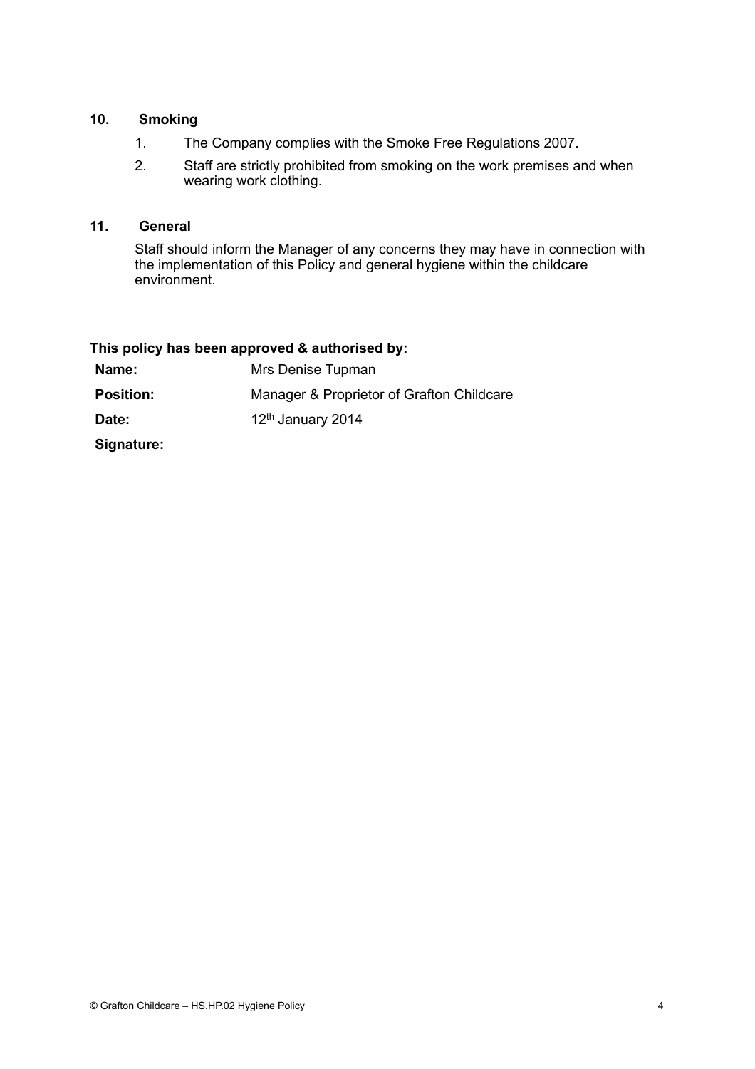## 10. Smoking

1. The Company complies with the Smoke Free Regulations 2007.
2. Staff are strictly prohibited from smoking on the work premises and when wearing work clothing.

## 11. General

Staff should inform the Manager of any concerns they may have in connection with the implementation of this Policy and general hygiene within the childcare environment.

**This policy has been approved & authorised by:**

| | |
|---|---|
| **Name:** | Mrs Denise Tupman |
| **Position:** | Manager & Proprietor of Grafton Childcare |
| **Date:** | 12th January 2014 |
| **Signature:** | |